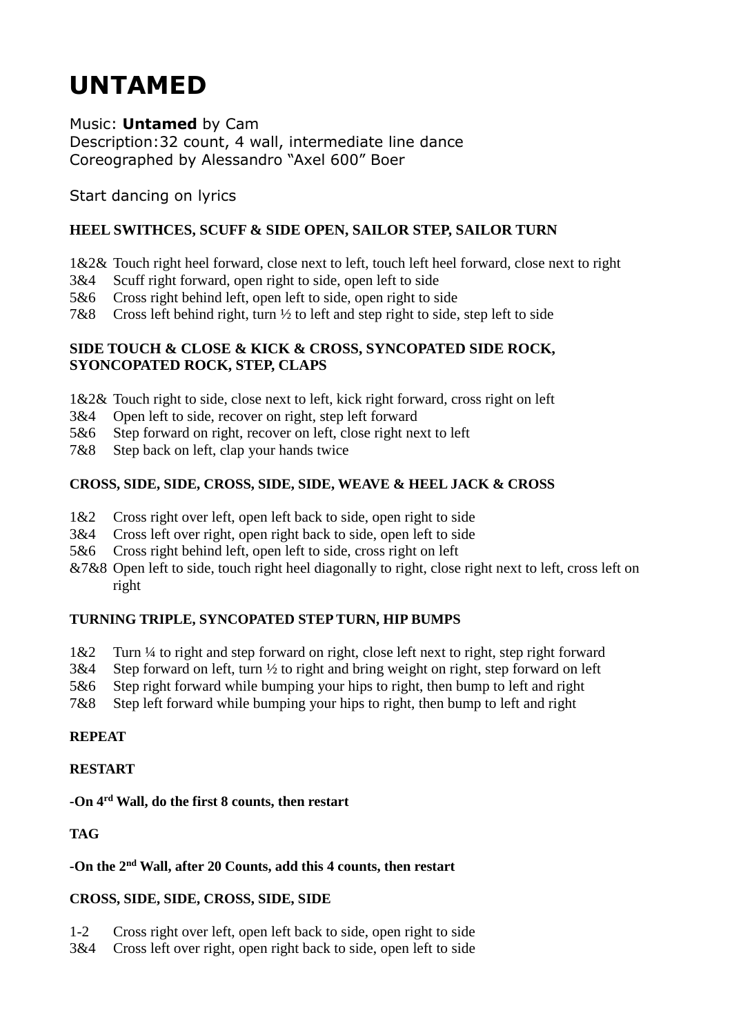# UNTAMED

Music: **Untamed** by Cam
Description:32 count, 4 wall, intermediate line dance
Coreographed by Alessandro "Axel 600" Boer

Start dancing on lyrics

**HEEL SWITHCES, SCUFF & SIDE OPEN, SAILOR STEP, SAILOR TURN**

1&2& Touch right heel forward, close next to left, touch left heel forward, close next to right
3&4 Scuff right forward, open right to side, open left to side
5&6 Cross right behind left, open left to side, open right to side
7&8 Cross left behind right, turn ½ to left and step right to side, step left to side

**SIDE TOUCH & CLOSE & KICK & CROSS, SYNCOPATED SIDE ROCK, SYONCOPATED ROCK, STEP, CLAPS**

1&2& Touch right to side, close next to left, kick right forward, cross right on left
3&4 Open left to side, recover on right, step left forward
5&6 Step forward on right, recover on left, close right next to left
7&8 Step back on left, clap your hands twice

**CROSS, SIDE, SIDE, CROSS, SIDE, SIDE, WEAVE & HEEL JACK & CROSS**

1&2 Cross right over left, open left back to side, open right to side
3&4 Cross left over right, open right back to side, open left to side
5&6 Cross right behind left, open left to side, cross right on left
&7&8 Open left to side, touch right heel diagonally to right, close right next to left, cross left on right

**TURNING TRIPLE, SYNCOPATED STEP TURN, HIP BUMPS**

1&2 Turn ¼ to right and step forward on right, close left next to right, step right forward
3&4 Step forward on left, turn ½ to right and bring weight on right, step forward on left
5&6 Step right forward while bumping your hips to right, then bump to left and right
7&8 Step left forward while bumping your hips to right, then bump to left and right

**REPEAT**

**RESTART**

**-On 4rd Wall, do the first 8 counts, then restart**

**TAG**

**-On the 2nd Wall, after 20 Counts, add this 4 counts, then restart**

**CROSS, SIDE, SIDE, CROSS, SIDE, SIDE**

1-2 Cross right over left, open left back to side, open right to side
3&4 Cross left over right, open right back to side, open left to side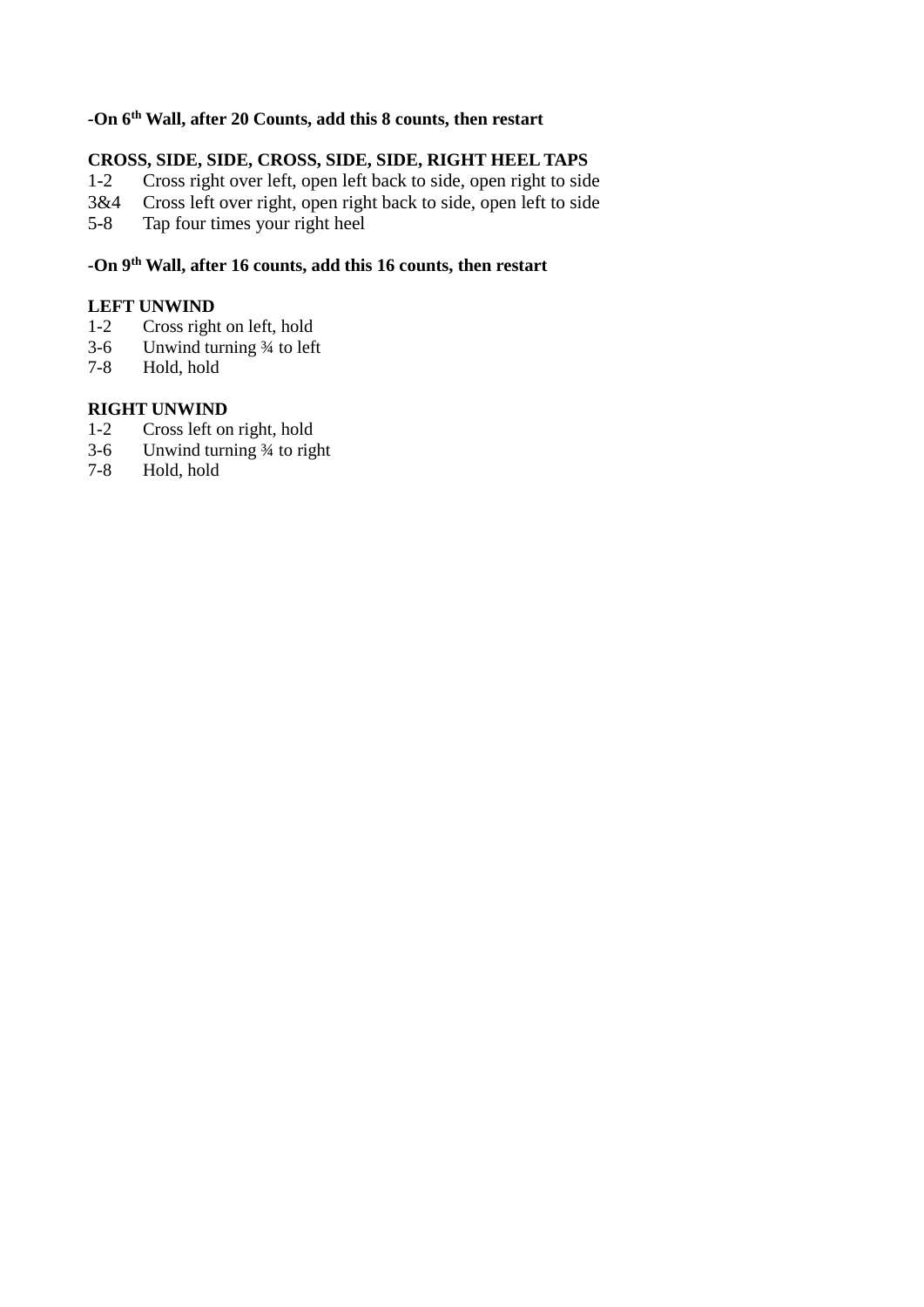**-On 6th Wall, after 20 Counts, add this 8 counts, then restart**

**CROSS, SIDE, SIDE, CROSS, SIDE, SIDE, RIGHT HEEL TAPS**

1-2 Cross right over left, open left back to side, open right to side
3&4 Cross left over right, open right back to side, open left to side
5-8 Tap four times your right heel

**-On 9th Wall, after 16 counts, add this 16 counts, then restart**

**LEFT UNWIND**

1-2 Cross right on left, hold
3-6 Unwind turning ¾ to left
7-8 Hold, hold

**RIGHT UNWIND**

1-2 Cross left on right, hold
3-6 Unwind turning ¾ to right
7-8 Hold, hold